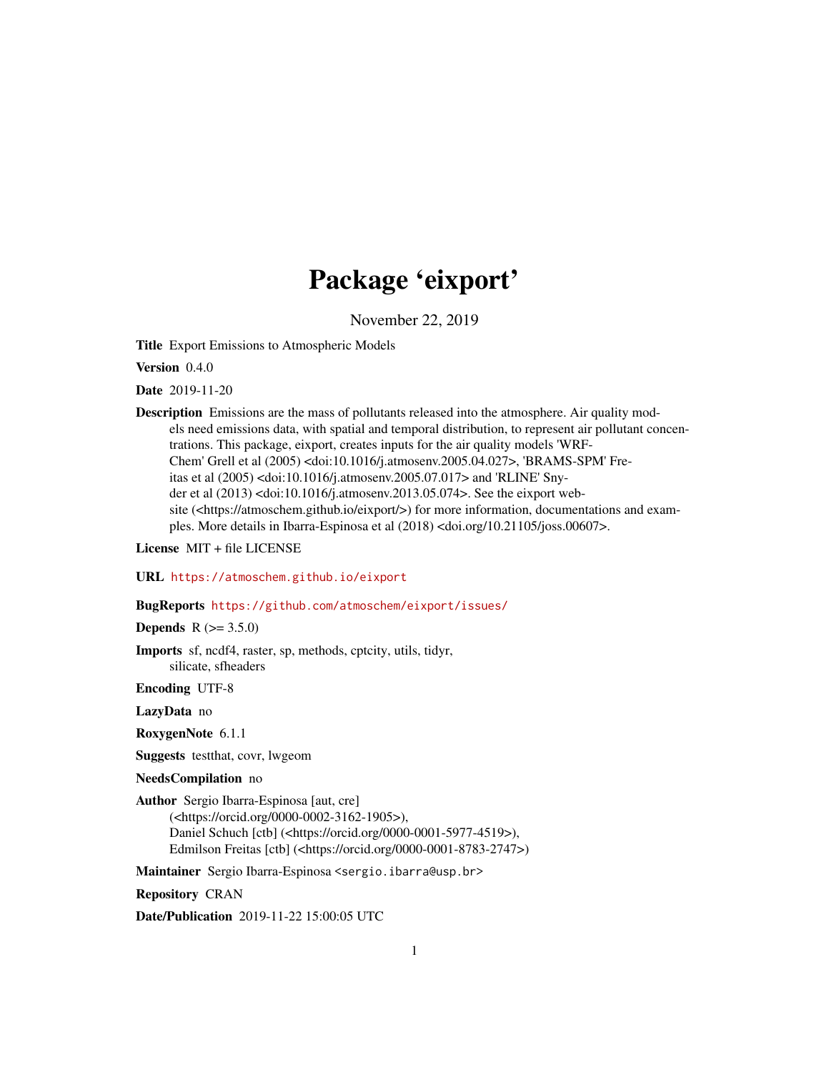# Package 'eixport'

November 22, 2019

**Title** Export Emissions to Atmospheric Models

**Version** 0.4.0

**Date** 2019-11-20

**Description** Emissions are the mass of pollutants released into the atmosphere. Air quality models need emissions data, with spatial and temporal distribution, to represent air pollutant concentrations. This package, eixport, creates inputs for the air quality models 'WRF-Chem' Grell et al (2005) <doi:10.1016/j.atmosenv.2005.04.027>, 'BRAMS-SPM' Freitas et al (2005) <doi:10.1016/j.atmosenv.2005.07.017> and 'RLINE' Snyder et al (2013) <doi:10.1016/j.atmosenv.2013.05.074>. See the eixport website (<https://atmoschem.github.io/eixport/>) for more information, documentations and examples. More details in Ibarra-Espinosa et al (2018) <doi.org/10.21105/joss.00607>.

**License** MIT + file LICENSE

**URL** https://atmoschem.github.io/eixport

**BugReports** https://github.com/atmoschem/eixport/issues/

**Depends** R (>= 3.5.0)

**Imports** sf, ncdf4, raster, sp, methods, cptcity, utils, tidyr, silicate, sfheaders

**Encoding** UTF-8

**LazyData** no

**RoxygenNote** 6.1.1

**Suggests** testthat, covr, lwgeom

**NeedsCompilation** no

**Author** Sergio Ibarra-Espinosa [aut, cre] (<https://orcid.org/0000-0002-3162-1905>), Daniel Schuch [ctb] (<https://orcid.org/0000-0001-5977-4519>), Edmilson Freitas [ctb] (<https://orcid.org/0000-0001-8783-2747>)

**Maintainer** Sergio Ibarra-Espinosa <sergio.ibarra@usp.br>

**Repository** CRAN

**Date/Publication** 2019-11-22 15:00:05 UTC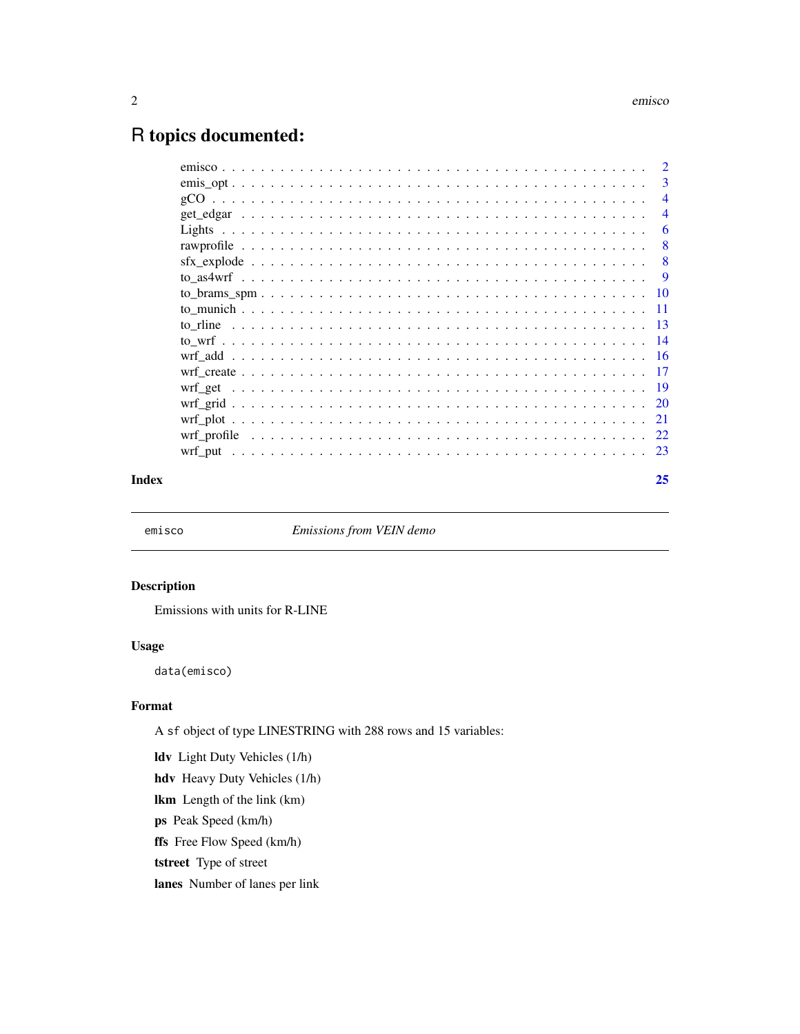# R topics documented:

| | |
|---|---|
| emisco | 2 |
| emis_opt | 3 |
| gCO | 4 |
| get_edgar | 4 |
| Lights | 6 |
| rawprofile | 8 |
| sfx_explode | 8 |
| to_as4wrf | 9 |
| to_brams_spm | 10 |
| to_munich | 11 |
| to_rline | 13 |
| to_wrf | 14 |
| wrf_add | 16 |
| wrf_create | 17 |
| wrf_get | 19 |
| wrf_grid | 20 |
| wrf_plot | 21 |
| wrf_profile | 22 |
| wrf_put | 23 |
| **Index** | **25** |

---

`emisco` *Emissions from VEIN demo*

---

## Description

Emissions with units for R-LINE

## Usage

```
data(emisco)
```

## Format

A `sf` object of type LINESTRING with 288 rows and 15 variables:

**ldv** Light Duty Vehicles (1/h)

**hdv** Heavy Duty Vehicles (1/h)

**lkm** Length of the link (km)

**ps** Peak Speed (km/h)

**ffs** Free Flow Speed (km/h)

**tstreet** Type of street

**lanes** Number of lanes per link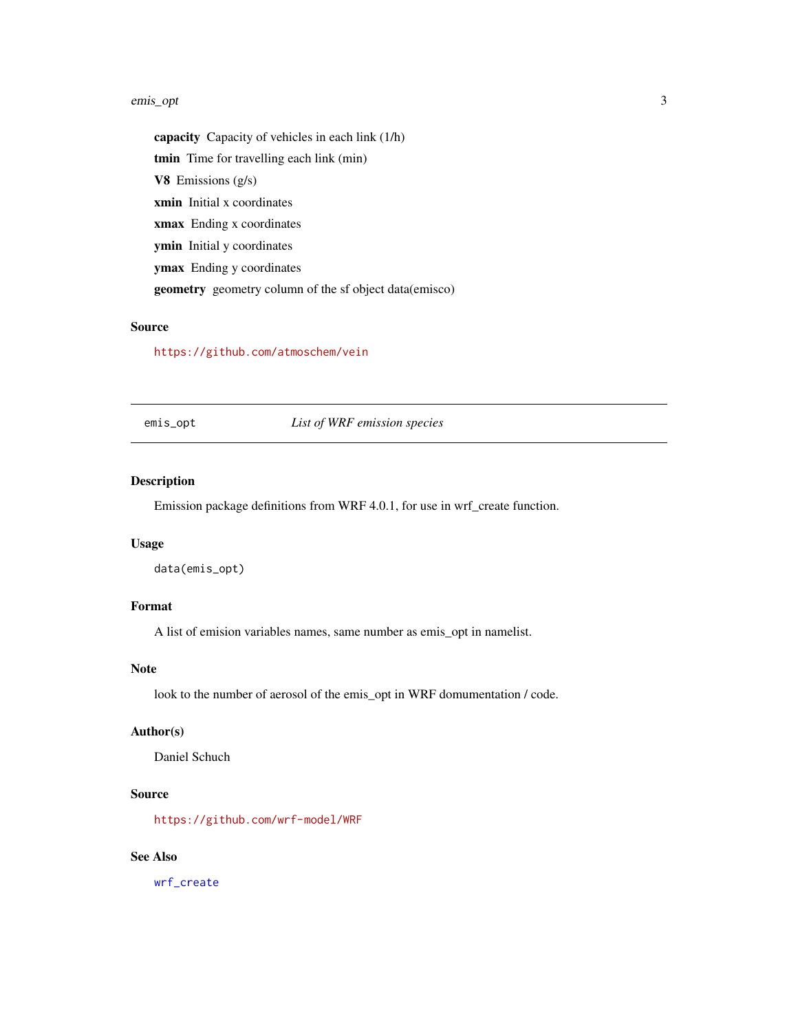**capacity** Capacity of vehicles in each link (1/h)

**tmin** Time for travelling each link (min)

**V8** Emissions (g/s)

**xmin** Initial x coordinates

**xmax** Ending x coordinates

**ymin** Initial y coordinates

**ymax** Ending y coordinates

**geometry** geometry column of the sf object data(emisco)

### Source

https://github.com/atmoschem/vein

---

emis_opt *List of WRF emission species*

---

### Description

Emission package definitions from WRF 4.0.1, for use in wrf_create function.

### Usage

```
data(emis_opt)
```

### Format

A list of emision variables names, same number as emis_opt in namelist.

### Note

look to the number of aerosol of the emis_opt in WRF domumentation / code.

### Author(s)

Daniel Schuch

### Source

https://github.com/wrf-model/WRF

### See Also

wrf_create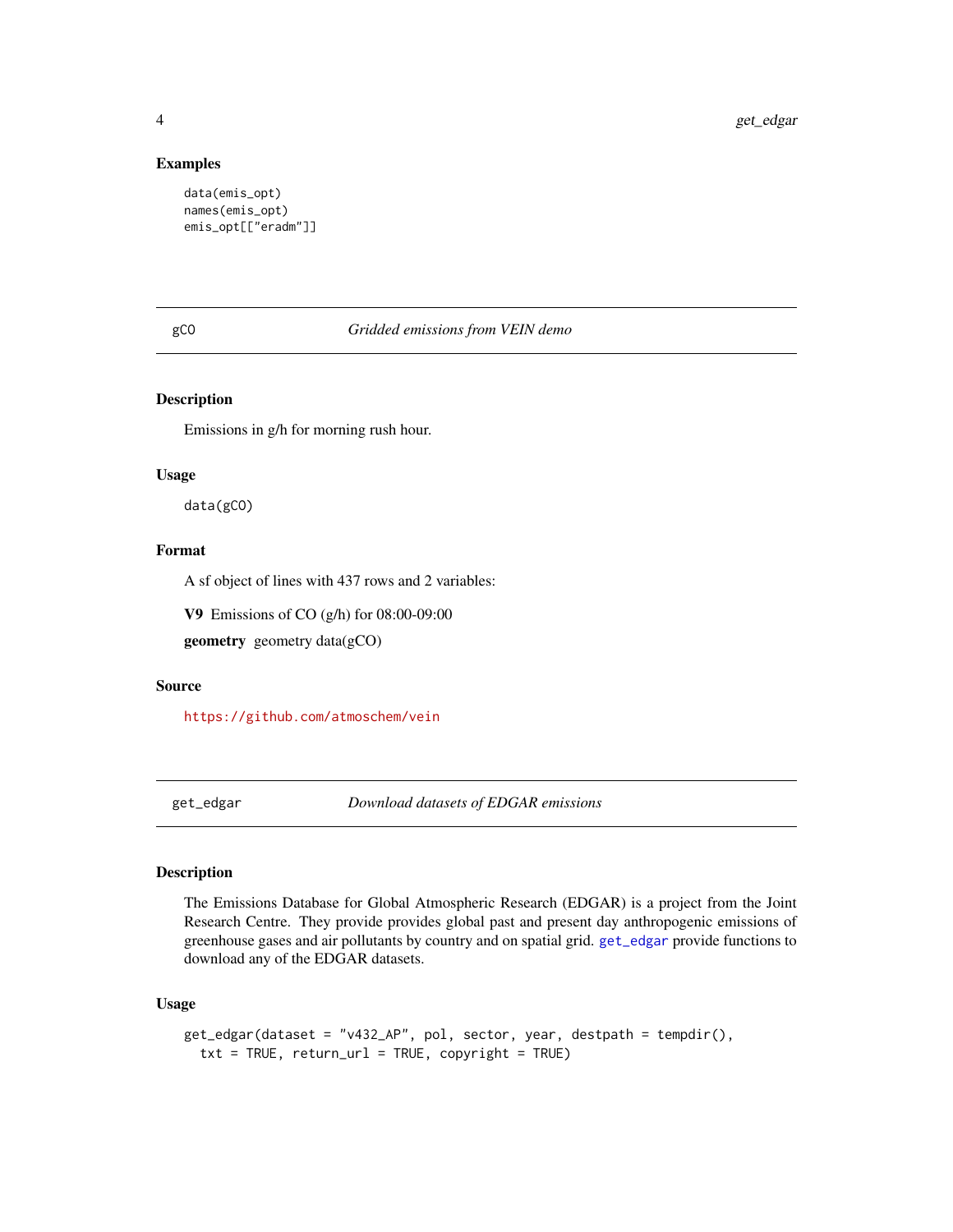### Examples

```
data(emis_opt)
names(emis_opt)
emis_opt[["eradm"]]
```

---

## gCO — *Gridded emissions from VEIN demo*

---

### Description

Emissions in g/h for morning rush hour.

### Usage

```
data(gCO)
```

### Format

A sf object of lines with 437 rows and 2 variables:

**V9** Emissions of CO (g/h) for 08:00-09:00

**geometry** geometry data(gCO)

### Source

https://github.com/atmoschem/vein

---

## get_edgar — *Download datasets of EDGAR emissions*

---

### Description

The Emissions Database for Global Atmospheric Research (EDGAR) is a project from the Joint Research Centre. They provide provides global past and present day anthropogenic emissions of greenhouse gases and air pollutants by country and on spatial grid. get_edgar provide functions to download any of the EDGAR datasets.

### Usage

```
get_edgar(dataset = "v432_AP", pol, sector, year, destpath = tempdir(),
  txt = TRUE, return_url = TRUE, copyright = TRUE)
```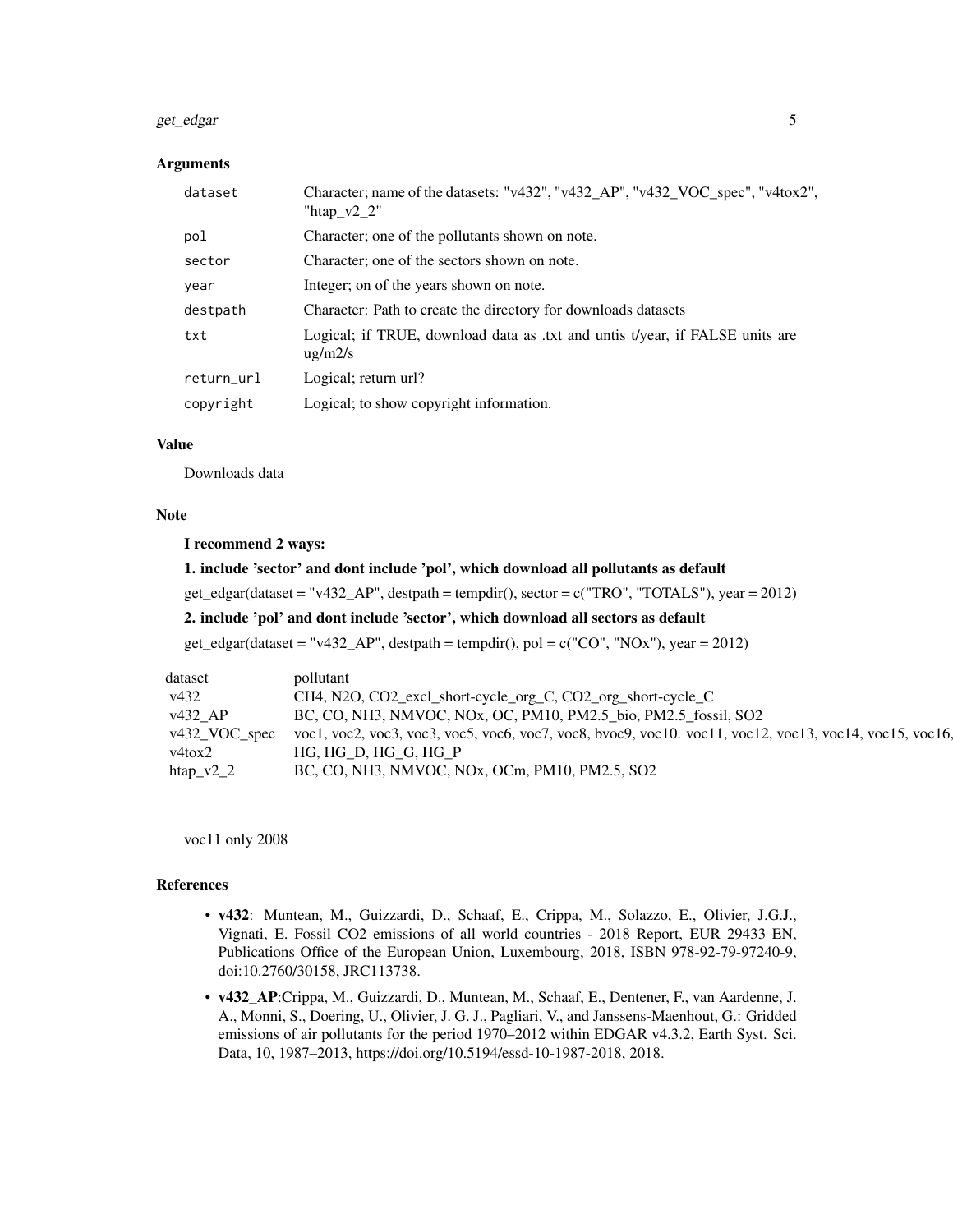### Arguments

| | |
|---|---|
| `dataset` | Character; name of the datasets: "v432", "v432_AP", "v432_VOC_spec", "v4tox2", "htap_v2_2" |
| `pol` | Character; one of the pollutants shown on note. |
| `sector` | Character; one of the sectors shown on note. |
| `year` | Integer; on of the years shown on note. |
| `destpath` | Character: Path to create the directory for downloads datasets |
| `txt` | Logical; if TRUE, download data as .txt and untis t/year, if FALSE units are ug/m2/s |
| `return_url` | Logical; return url? |
| `copyright` | Logical; to show copyright information. |

### Value

Downloads data

### Note

**I recommend 2 ways:**

**1. include 'sector' and dont include 'pol', which download all pollutants as default**

get_edgar(dataset = "v432_AP", destpath = tempdir(), sector = c("TRO", "TOTALS"), year = 2012)

**2. include 'pol' and dont include 'sector', which download all sectors as default**

get_edgar(dataset = "v432_AP", destpath = tempdir(), pol = c("CO", "NOx"), year = 2012)

| dataset | pollutant |
|---|---|
| v432 | CH4, N2O, CO2_excl_short-cycle_org_C, CO2_org_short-cycle_C |
| v432_AP | BC, CO, NH3, NMVOC, NOx, OC, PM10, PM2.5_bio, PM2.5_fossil, SO2 |
| v432_VOC_spec | voc1, voc2, voc3, voc3, voc5, voc6, voc7, voc8, bvoc9, voc10. voc11, voc12, voc13, voc14, voc15, voc16, |
| v4tox2 | HG, HG_D, HG_G, HG_P |
| htap_v2_2 | BC, CO, NH3, NMVOC, NOx, OCm, PM10, PM2.5, SO2 |

voc11 only 2008

### References

- **v432**: Muntean, M., Guizzardi, D., Schaaf, E., Crippa, M., Solazzo, E., Olivier, J.G.J., Vignati, E. Fossil CO2 emissions of all world countries - 2018 Report, EUR 29433 EN, Publications Office of the European Union, Luxembourg, 2018, ISBN 978-92-79-97240-9, doi:10.2760/30158, JRC113738.
- **v432_AP**:Crippa, M., Guizzardi, D., Muntean, M., Schaaf, E., Dentener, F., van Aardenne, J. A., Monni, S., Doering, U., Olivier, J. G. J., Pagliari, V., and Janssens-Maenhout, G.: Gridded emissions of air pollutants for the period 1970–2012 within EDGAR v4.3.2, Earth Syst. Sci. Data, 10, 1987–2013, https://doi.org/10.5194/essd-10-1987-2018, 2018.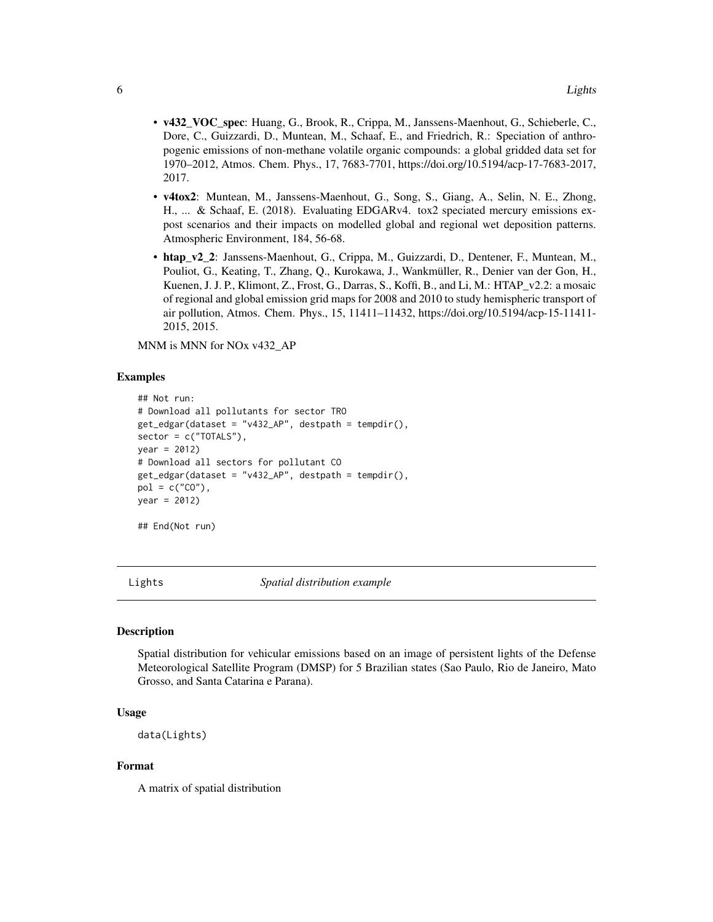- **v432_VOC_spec**: Huang, G., Brook, R., Crippa, M., Janssens-Maenhout, G., Schieberle, C., Dore, C., Guizzardi, D., Muntean, M., Schaaf, E., and Friedrich, R.: Speciation of anthropogenic emissions of non-methane volatile organic compounds: a global gridded data set for 1970–2012, Atmos. Chem. Phys., 17, 7683-7701, https://doi.org/10.5194/acp-17-7683-2017, 2017.
- **v4tox2**: Muntean, M., Janssens-Maenhout, G., Song, S., Giang, A., Selin, N. E., Zhong, H., ... & Schaaf, E. (2018). Evaluating EDGARv4. tox2 speciated mercury emissions ex-post scenarios and their impacts on modelled global and regional wet deposition patterns. Atmospheric Environment, 184, 56-68.
- **htap_v2_2**: Janssens-Maenhout, G., Crippa, M., Guizzardi, D., Dentener, F., Muntean, M., Pouliot, G., Keating, T., Zhang, Q., Kurokawa, J., Wankmüller, R., Denier van der Gon, H., Kuenen, J. J. P., Klimont, Z., Frost, G., Darras, S., Koffi, B., and Li, M.: HTAP_v2.2: a mosaic of regional and global emission grid maps for 2008 and 2010 to study hemispheric transport of air pollution, Atmos. Chem. Phys., 15, 11411–11432, https://doi.org/10.5194/acp-15-11411-2015, 2015.

MNM is MNN for NOx v432_AP

### Examples

```
## Not run:
# Download all pollutants for sector TRO
get_edgar(dataset = "v432_AP", destpath = tempdir(),
sector = c("TOTALS"),
year = 2012)
# Download all sectors for pollutant CO
get_edgar(dataset = "v432_AP", destpath = tempdir(),
pol = c("CO"),
year = 2012)

## End(Not run)
```

---

## Lights — *Spatial distribution example*

### Description

Spatial distribution for vehicular emissions based on an image of persistent lights of the Defense Meteorological Satellite Program (DMSP) for 5 Brazilian states (Sao Paulo, Rio de Janeiro, Mato Grosso, and Santa Catarina e Parana).

### Usage

```
data(Lights)
```

### Format

A matrix of spatial distribution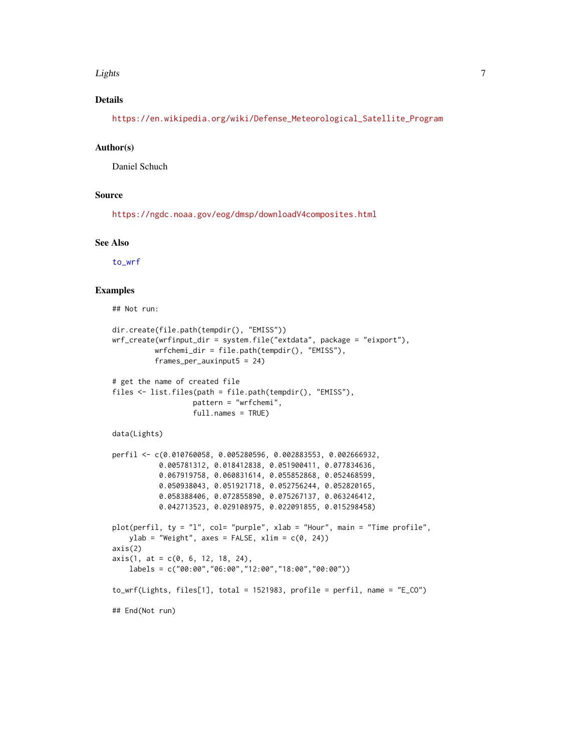## Details

https://en.wikipedia.org/wiki/Defense_Meteorological_Satellite_Program

## Author(s)

Daniel Schuch

## Source

https://ngdc.noaa.gov/eog/dmsp/downloadV4composites.html

## See Also

to_wrf

## Examples

```
## Not run:

dir.create(file.path(tempdir(), "EMISS"))
wrf_create(wrfinput_dir = system.file("extdata", package = "eixport"),
          wrfchemi_dir = file.path(tempdir(), "EMISS"),
          frames_per_auxinput5 = 24)

# get the name of created file
files <- list.files(path = file.path(tempdir(), "EMISS"),
                   pattern = "wrfchemi",
                   full.names = TRUE)

data(Lights)

perfil <- c(0.010760058, 0.005280596, 0.002883553, 0.002666932,
           0.005781312, 0.018412838, 0.051900411, 0.077834636,
           0.067919758, 0.060831614, 0.055852868, 0.052468599,
           0.050938043, 0.051921718, 0.052756244, 0.052820165,
           0.058388406, 0.072855890, 0.075267137, 0.063246412,
           0.042713523, 0.029108975, 0.022091855, 0.015298458)

plot(perfil, ty = "l", col= "purple", xlab = "Hour", main = "Time profile",
    ylab = "Weight", axes = FALSE, xlim = c(0, 24))
axis(2)
axis(1, at = c(0, 6, 12, 18, 24),
    labels = c("00:00","06:00","12:00","18:00","00:00"))

to_wrf(Lights, files[1], total = 1521983, profile = perfil, name = "E_CO")

## End(Not run)
```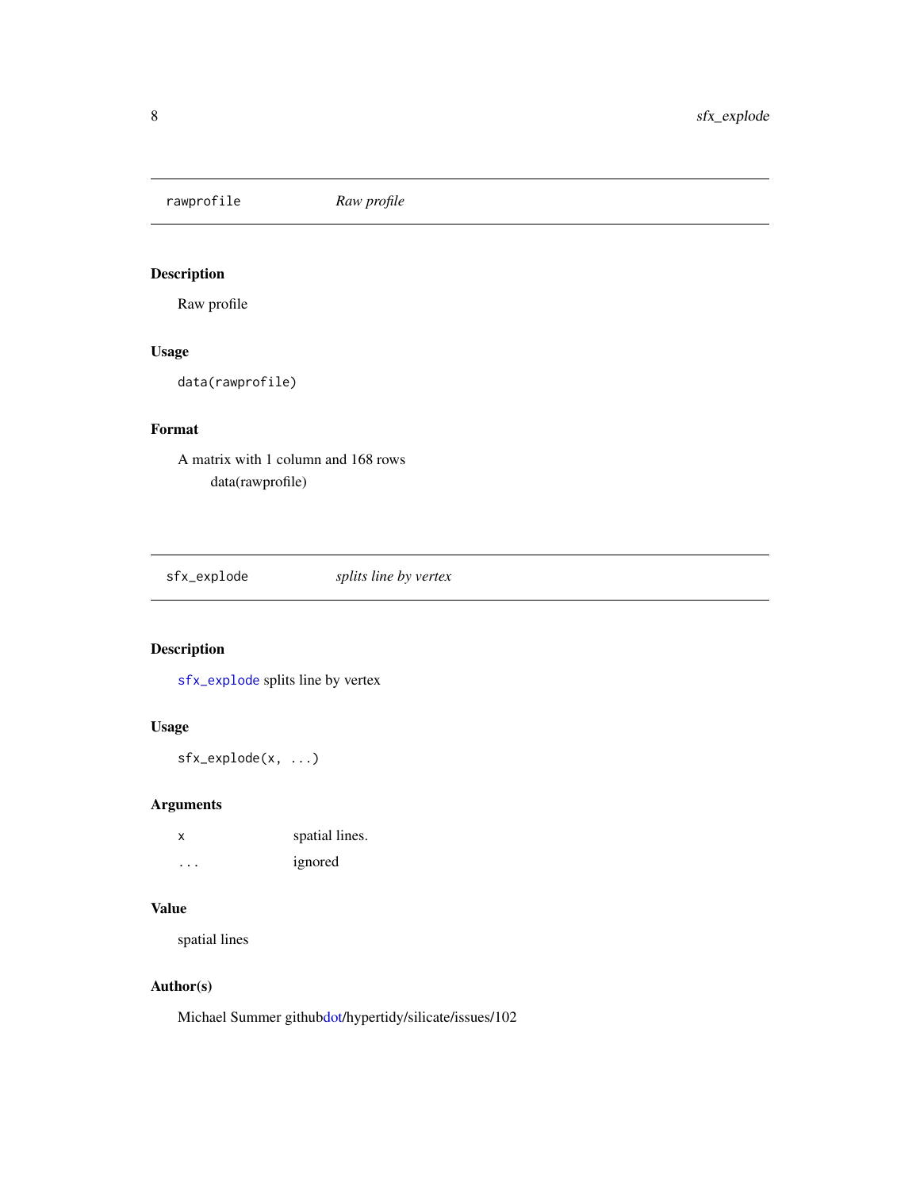## rawprofile — *Raw profile*

### Description

Raw profile

### Usage

```
data(rawprofile)
```

### Format

A matrix with 1 column and 168 rows

data(rawprofile)

## sfx_explode — *splits line by vertex*

### Description

`sfx_explode` splits line by vertex

### Usage

```
sfx_explode(x, ...)
```

### Arguments

| | |
|---|---|
| `x` | spatial lines. |
| `...` | ignored |

### Value

spatial lines

### Author(s)

Michael Summer githubdot/hypertidy/silicate/issues/102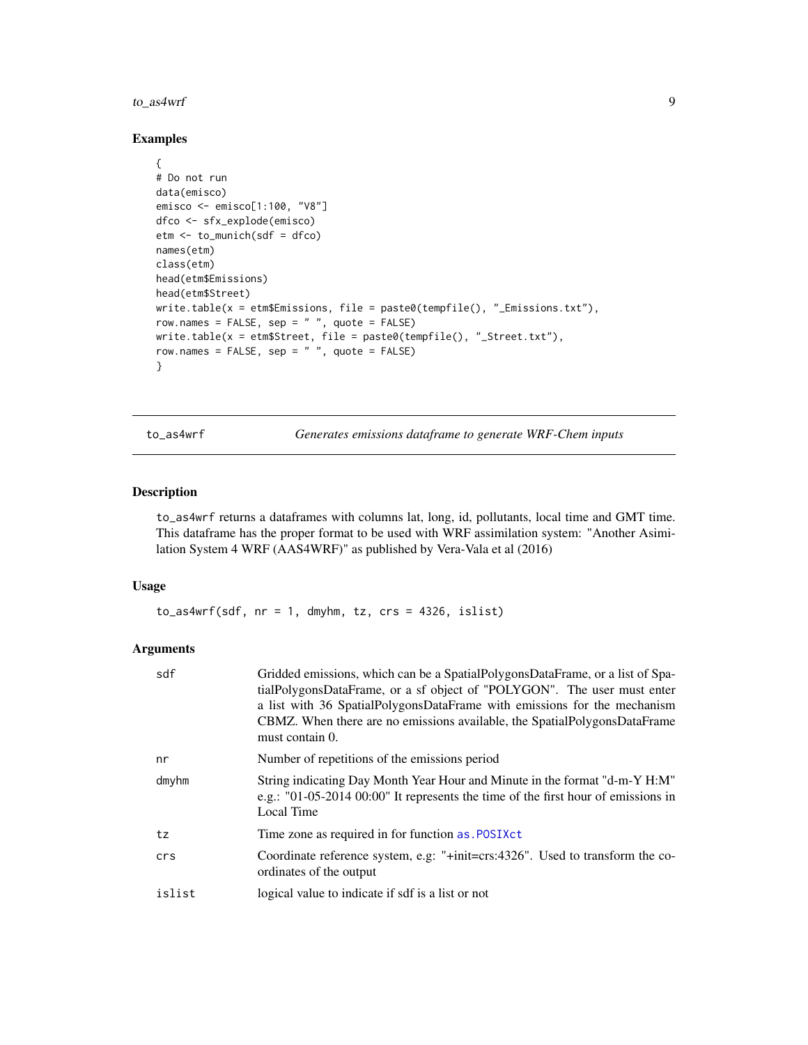## Examples

```
{
# Do not run
data(emisco)
emisco <- emisco[1:100, "V8"]
dfco <- sfx_explode(emisco)
etm <- to_munich(sdf = dfco)
names(etm)
class(etm)
head(etm$Emissions)
head(etm$Street)
write.table(x = etm$Emissions, file = paste0(tempfile(), "_Emissions.txt"),
row.names = FALSE, sep = " ", quote = FALSE)
write.table(x = etm$Street, file = paste0(tempfile(), "_Street.txt"),
row.names = FALSE, sep = " ", quote = FALSE)
}
```

---

# to_as4wrf — *Generates emissions dataframe to generate WRF-Chem inputs*

## Description

`to_as4wrf` returns a dataframes with columns lat, long, id, pollutants, local time and GMT time. This dataframe has the proper format to be used with WRF assimilation system: "Another Asimilation System 4 WRF (AAS4WRF)" as published by Vera-Vala et al (2016)

## Usage

```
to_as4wrf(sdf, nr = 1, dmyhm, tz, crs = 4326, islist)
```

## Arguments

| Argument | Description |
|---|---|
| `sdf` | Gridded emissions, which can be a SpatialPolygonsDataFrame, or a list of SpatialPolygonsDataFrame, or a sf object of "POLYGON". The user must enter a list with 36 SpatialPolygonsDataFrame with emissions for the mechanism CBMZ. When there are no emissions available, the SpatialPolygonsDataFrame must contain 0. |
| `nr` | Number of repetitions of the emissions period |
| `dmyhm` | String indicating Day Month Year Hour and Minute in the format "d-m-Y H:M" e.g.: "01-05-2014 00:00" It represents the time of the first hour of emissions in Local Time |
| `tz` | Time zone as required in for function `as.POSIXct` |
| `crs` | Coordinate reference system, e.g: "+init=crs:4326". Used to transform the coordinates of the output |
| `islist` | logical value to indicate if sdf is a list or not |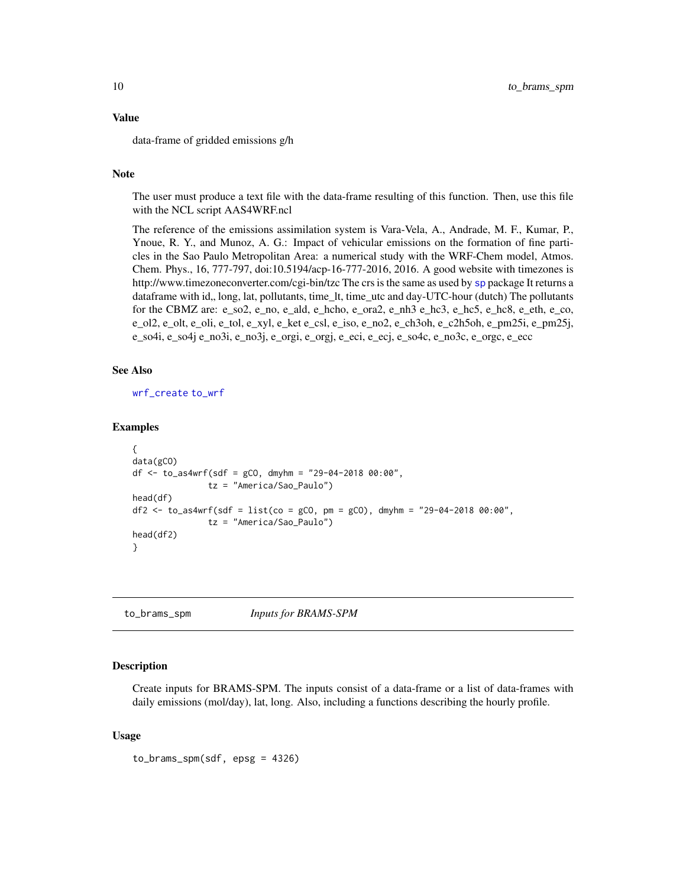### Value

data-frame of gridded emissions g/h

### Note

The user must produce a text file with the data-frame resulting of this function. Then, use this file with the NCL script AAS4WRF.ncl

The reference of the emissions assimilation system is Vara-Vela, A., Andrade, M. F., Kumar, P., Ynoue, R. Y., and Munoz, A. G.: Impact of vehicular emissions on the formation of fine particles in the Sao Paulo Metropolitan Area: a numerical study with the WRF-Chem model, Atmos. Chem. Phys., 16, 777-797, doi:10.5194/acp-16-777-2016, 2016. A good website with timezones is http://www.timezoneconverter.com/cgi-bin/tzc The crs is the same as used by sp package It returns a dataframe with id,, long, lat, pollutants, time_lt, time_utc and day-UTC-hour (dutch) The pollutants for the CBMZ are: e_so2, e_no, e_ald, e_hcho, e_ora2, e_nh3 e_hc3, e_hc5, e_hc8, e_eth, e_co, e_ol2, e_olt, e_oli, e_tol, e_xyl, e_ket e_csl, e_iso, e_no2, e_ch3oh, e_c2h5oh, e_pm25i, e_pm25j, e_so4i, e_so4j e_no3i, e_no3j, e_orgi, e_orgj, e_eci, e_ecj, e_so4c, e_no3c, e_orgc, e_ecc

### See Also

wrf_create to_wrf

### Examples

```
{
data(gCO)
df <- to_as4wrf(sdf = gCO, dmyhm = "29-04-2018 00:00",
               tz = "America/Sao_Paulo")
head(df)
df2 <- to_as4wrf(sdf = list(co = gCO, pm = gCO), dmyhm = "29-04-2018 00:00",
               tz = "America/Sao_Paulo")
head(df2)
}
```

---

## to_brams_spm *Inputs for BRAMS-SPM*

### Description

Create inputs for BRAMS-SPM. The inputs consist of a data-frame or a list of data-frames with daily emissions (mol/day), lat, long. Also, including a functions describing the hourly profile.

### Usage

```
to_brams_spm(sdf, epsg = 4326)
```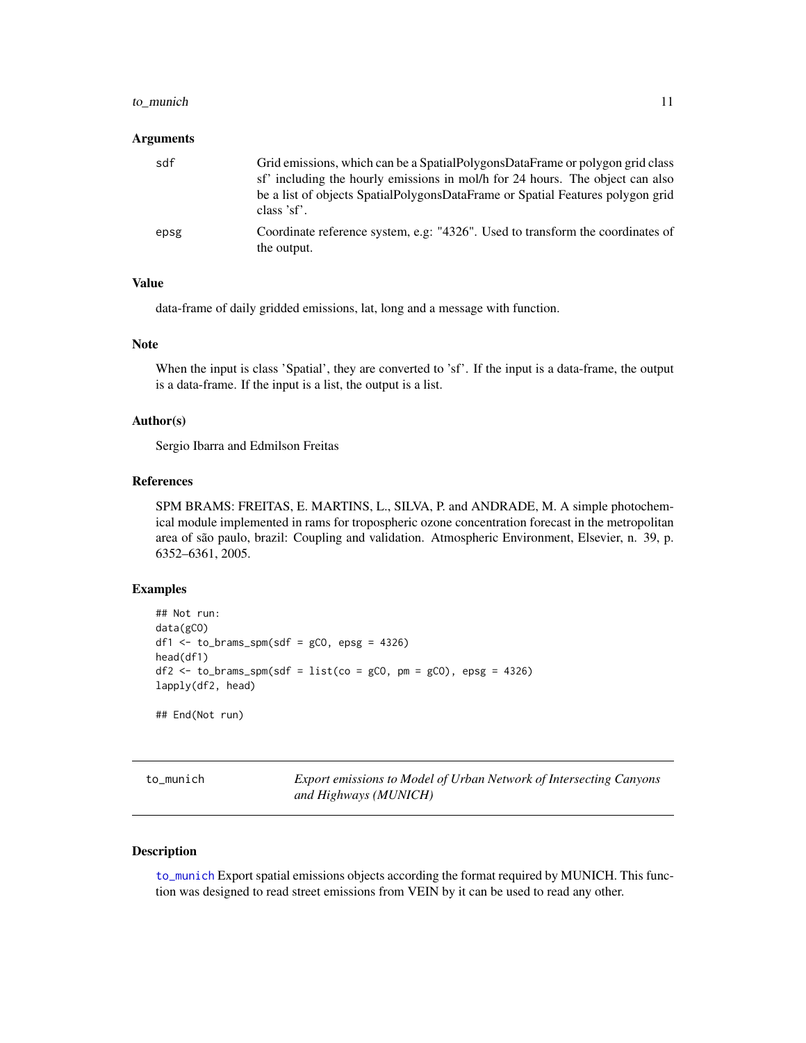### Arguments

| | |
|---|---|
| sdf | Grid emissions, which can be a SpatialPolygonsDataFrame or polygon grid class sf' including the hourly emissions in mol/h for 24 hours. The object can also be a list of objects SpatialPolygonsDataFrame or Spatial Features polygon grid class 'sf'. |
| epsg | Coordinate reference system, e.g: "4326". Used to transform the coordinates of the output. |

### Value

data-frame of daily gridded emissions, lat, long and a message with function.

### Note

When the input is class 'Spatial', they are converted to 'sf'. If the input is a data-frame, the output is a data-frame. If the input is a list, the output is a list.

### Author(s)

Sergio Ibarra and Edmilson Freitas

### References

SPM BRAMS: FREITAS, E. MARTINS, L., SILVA, P. and ANDRADE, M. A simple photochemical module implemented in rams for tropospheric ozone concentration forecast in the metropolitan area of são paulo, brazil: Coupling and validation. Atmospheric Environment, Elsevier, n. 39, p. 6352–6361, 2005.

### Examples

```
## Not run:
data(gCO)
df1 <- to_brams_spm(sdf = gCO, epsg = 4326)
head(df1)
df2 <- to_brams_spm(sdf = list(co = gCO, pm = gCO), epsg = 4326)
lapply(df2, head)

## End(Not run)
```

---

## to_munich — *Export emissions to Model of Urban Network of Intersecting Canyons and Highways (MUNICH)*

### Description

to_munich Export spatial emissions objects according the format required by MUNICH. This function was designed to read street emissions from VEIN by it can be used to read any other.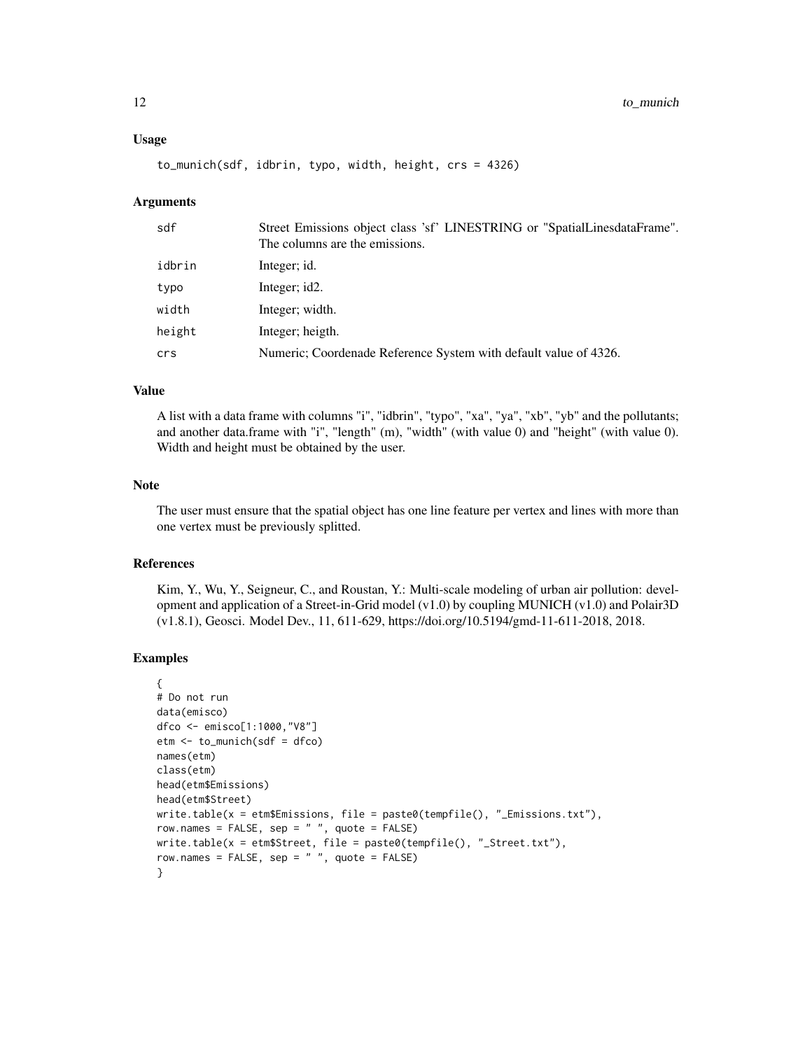## Usage

```
to_munich(sdf, idbrin, typo, width, height, crs = 4326)
```

## Arguments

| | |
|---|---|
| sdf | Street Emissions object class 'sf' LINESTRING or "SpatialLinesdataFrame". The columns are the emissions. |
| idbrin | Integer; id. |
| typo | Integer; id2. |
| width | Integer; width. |
| height | Integer; heigth. |
| crs | Numeric; Coordenade Reference System with default value of 4326. |

## Value

A list with a data frame with columns "i", "idbrin", "typo", "xa", "ya", "xb", "yb" and the pollutants; and another data.frame with "i", "length" (m), "width" (with value 0) and "height" (with value 0). Width and height must be obtained by the user.

## Note

The user must ensure that the spatial object has one line feature per vertex and lines with more than one vertex must be previously splitted.

## References

Kim, Y., Wu, Y., Seigneur, C., and Roustan, Y.: Multi-scale modeling of urban air pollution: development and application of a Street-in-Grid model (v1.0) by coupling MUNICH (v1.0) and Polair3D (v1.8.1), Geosci. Model Dev., 11, 611-629, https://doi.org/10.5194/gmd-11-611-2018, 2018.

## Examples

```
{
# Do not run
data(emisco)
dfco <- emisco[1:1000,"V8"]
etm <- to_munich(sdf = dfco)
names(etm)
class(etm)
head(etm$Emissions)
head(etm$Street)
write.table(x = etm$Emissions, file = paste0(tempfile(), "_Emissions.txt"),
row.names = FALSE, sep = " ", quote = FALSE)
write.table(x = etm$Street, file = paste0(tempfile(), "_Street.txt"),
row.names = FALSE, sep = " ", quote = FALSE)
}
```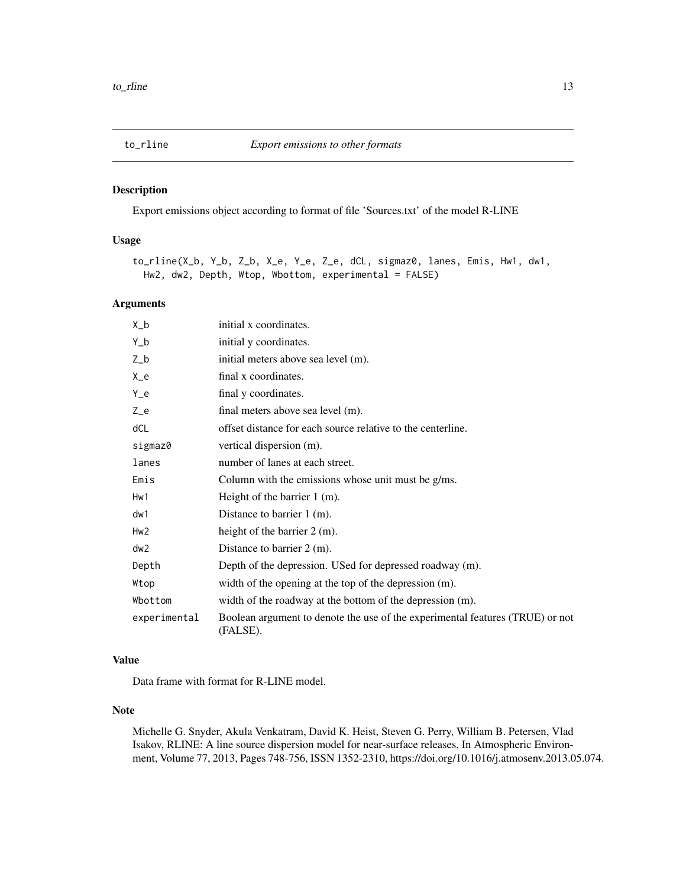# to_rline — *Export emissions to other formats*

## Description

Export emissions object according to format of file 'Sources.txt' of the model R-LINE

## Usage

```
to_rline(X_b, Y_b, Z_b, X_e, Y_e, Z_e, dCL, sigmaz0, lanes, Emis, Hw1, dw1,
  Hw2, dw2, Depth, Wtop, Wbottom, experimental = FALSE)
```

## Arguments

| Argument | Description |
|---|---|
| X_b | initial x coordinates. |
| Y_b | initial y coordinates. |
| Z_b | initial meters above sea level (m). |
| X_e | final x coordinates. |
| Y_e | final y coordinates. |
| Z_e | final meters above sea level (m). |
| dCL | offset distance for each source relative to the centerline. |
| sigmaz0 | vertical dispersion (m). |
| lanes | number of lanes at each street. |
| Emis | Column with the emissions whose unit must be g/ms. |
| Hw1 | Height of the barrier 1 (m). |
| dw1 | Distance to barrier 1 (m). |
| Hw2 | height of the barrier 2 (m). |
| dw2 | Distance to barrier 2 (m). |
| Depth | Depth of the depression. USed for depressed roadway (m). |
| Wtop | width of the opening at the top of the depression (m). |
| Wbottom | width of the roadway at the bottom of the depression (m). |
| experimental | Boolean argument to denote the use of the experimental features (TRUE) or not (FALSE). |

## Value

Data frame with format for R-LINE model.

## Note

Michelle G. Snyder, Akula Venkatram, David K. Heist, Steven G. Perry, William B. Petersen, Vlad Isakov, RLINE: A line source dispersion model for near-surface releases, In Atmospheric Environment, Volume 77, 2013, Pages 748-756, ISSN 1352-2310, https://doi.org/10.1016/j.atmosenv.2013.05.074.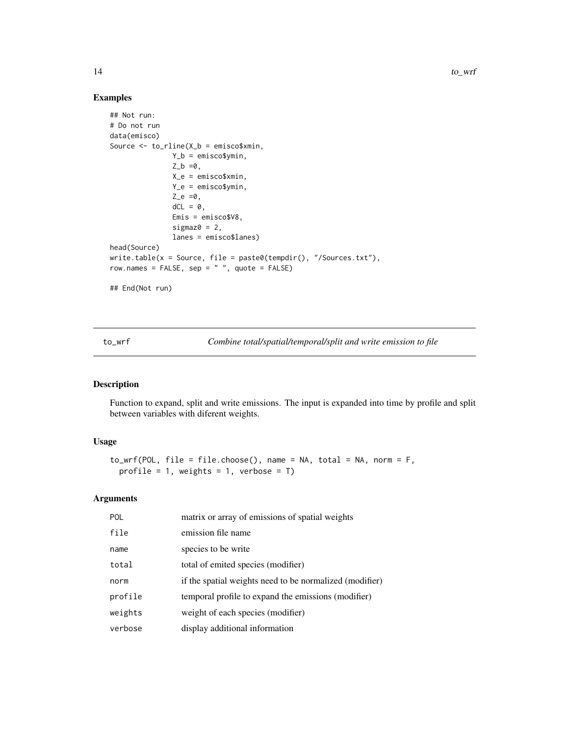## Examples

```
## Not run:
# Do not run
data(emisco)
Source <- to_rline(X_b = emisco$xmin,
               Y_b = emisco$ymin,
               Z_b =0,
               X_e = emisco$xmin,
               Y_e = emisco$ymin,
               Z_e =0,
               dCL = 0,
               Emis = emisco$V8,
               sigmaz0 = 2,
               lanes = emisco$lanes)
head(Source)
write.table(x = Source, file = paste0(tempdir(), "/Sources.txt"),
row.names = FALSE, sep = " ", quote = FALSE)

## End(Not run)
```

---

# to_wrf — *Combine total/spatial/temporal/split and write emission to file*

## Description

Function to expand, split and write emissions. The input is expanded into time by profile and split between variables with diferent weights.

## Usage

```
to_wrf(POL, file = file.choose(), name = NA, total = NA, norm = F,
  profile = 1, weights = 1, verbose = T)
```

## Arguments

| | |
|---|---|
| POL | matrix or array of emissions of spatial weights |
| file | emission file name |
| name | species to be write |
| total | total of emited species (modifier) |
| norm | if the spatial weights need to be normalized (modifier) |
| profile | temporal profile to expand the emissions (modifier) |
| weights | weight of each species (modifier) |
| verbose | display additional information |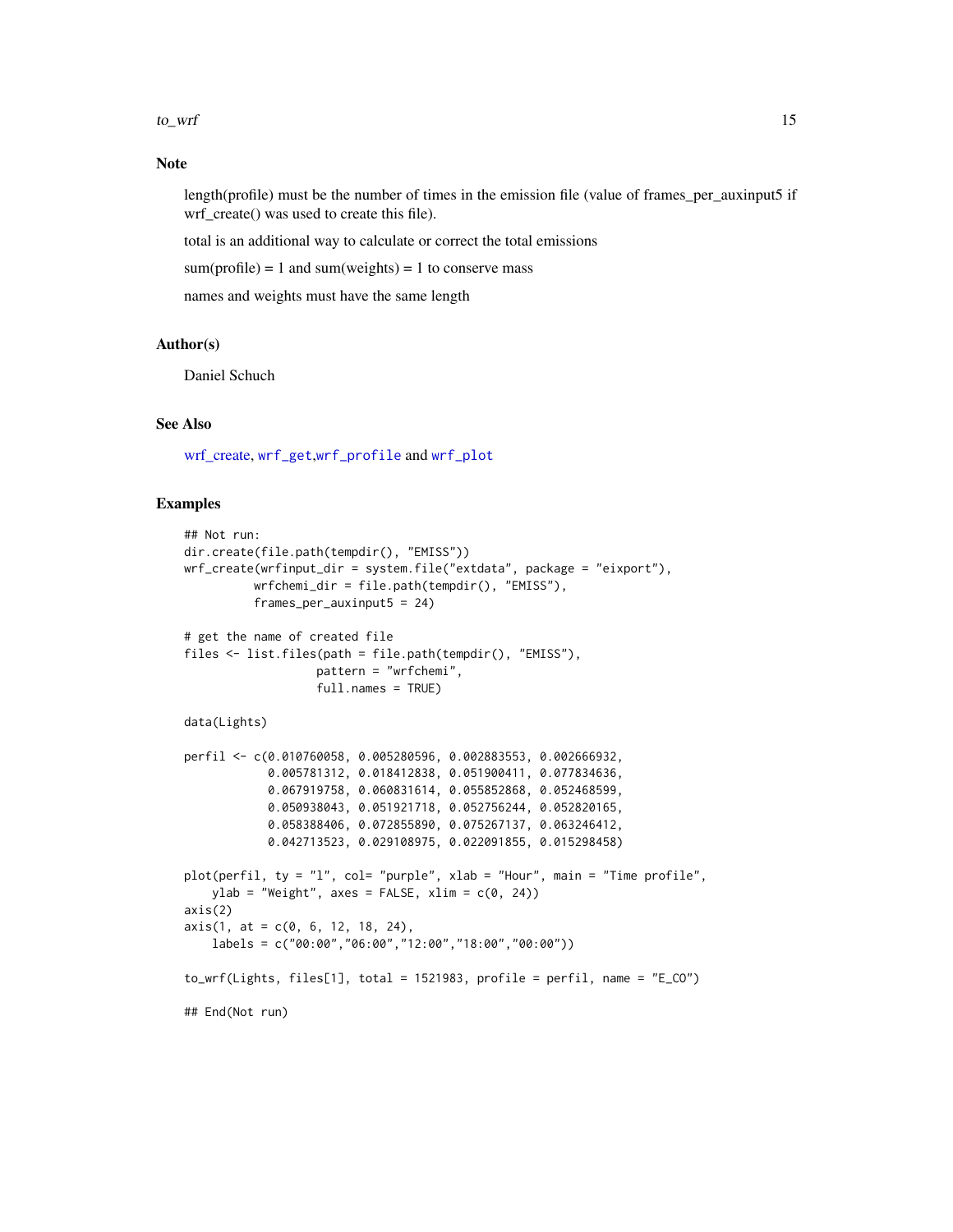## Note

length(profile) must be the number of times in the emission file (value of frames_per_auxinput5 if wrf_create() was used to create this file).

total is an additional way to calculate or correct the total emissions

sum(profile) = 1 and sum(weights) = 1 to conserve mass

names and weights must have the same length

## Author(s)

Daniel Schuch

## See Also

wrf_create, wrf_get,wrf_profile and wrf_plot

## Examples

```
## Not run:
dir.create(file.path(tempdir(), "EMISS"))
wrf_create(wrfinput_dir = system.file("extdata", package = "eixport"),
          wrfchemi_dir = file.path(tempdir(), "EMISS"),
          frames_per_auxinput5 = 24)

# get the name of created file
files <- list.files(path = file.path(tempdir(), "EMISS"),
                   pattern = "wrfchemi",
                   full.names = TRUE)

data(Lights)

perfil <- c(0.010760058, 0.005280596, 0.002883553, 0.002666932,
            0.005781312, 0.018412838, 0.051900411, 0.077834636,
            0.067919758, 0.060831614, 0.055852868, 0.052468599,
            0.050938043, 0.051921718, 0.052756244, 0.052820165,
            0.058388406, 0.072855890, 0.075267137, 0.063246412,
            0.042713523, 0.029108975, 0.022091855, 0.015298458)

plot(perfil, ty = "l", col= "purple", xlab = "Hour", main = "Time profile",
    ylab = "Weight", axes = FALSE, xlim = c(0, 24))
axis(2)
axis(1, at = c(0, 6, 12, 18, 24),
    labels = c("00:00","06:00","12:00","18:00","00:00"))

to_wrf(Lights, files[1], total = 1521983, profile = perfil, name = "E_CO")

## End(Not run)
```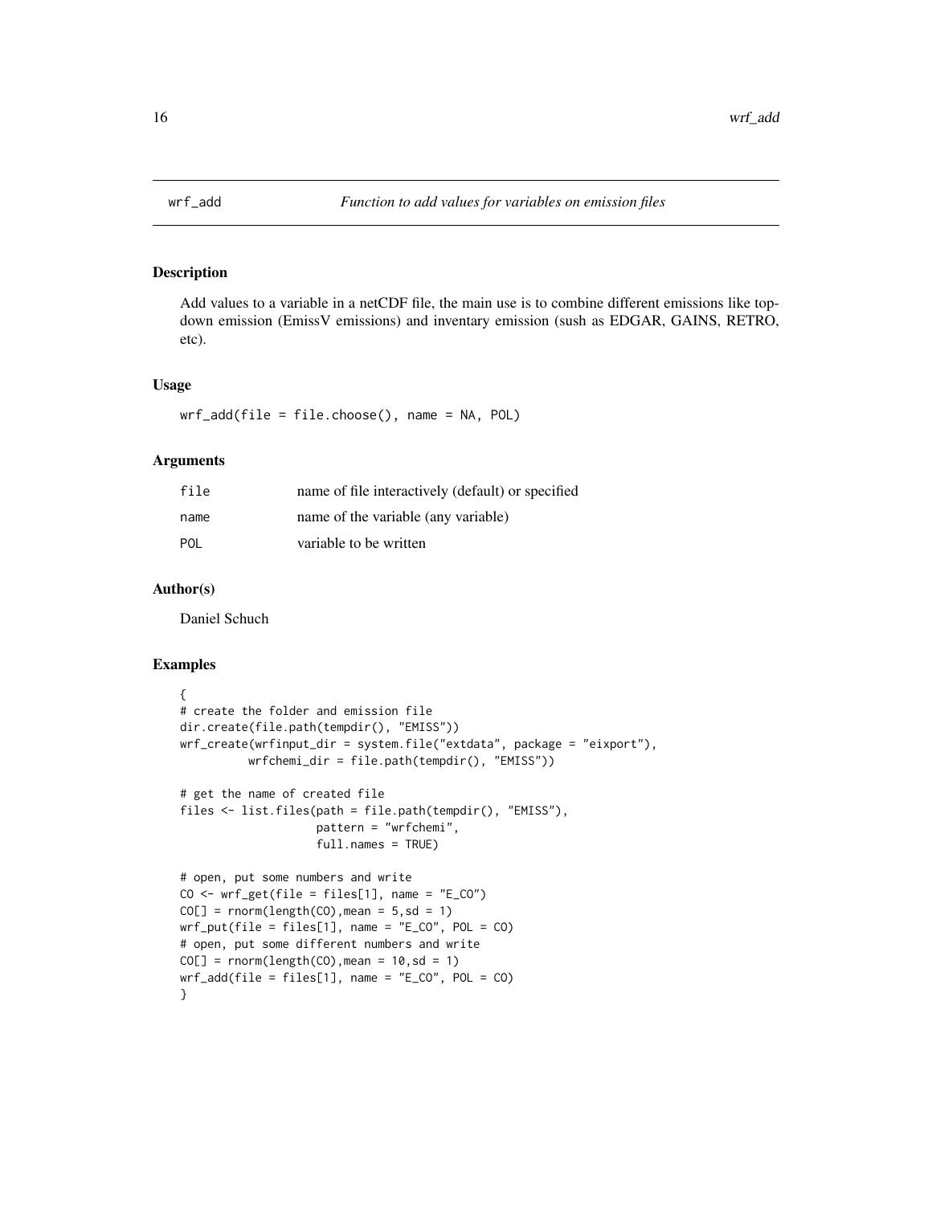# wrf_add *Function to add values for variables on emission files*

## Description

Add values to a variable in a netCDF file, the main use is to combine different emissions like top-down emission (EmissV emissions) and inventary emission (sush as EDGAR, GAINS, RETRO, etc).

## Usage

```
wrf_add(file = file.choose(), name = NA, POL)
```

## Arguments

| | |
|---|---|
| file | name of file interactively (default) or specified |
| name | name of the variable (any variable) |
| POL | variable to be written |

## Author(s)

Daniel Schuch

## Examples

```
{
# create the folder and emission file
dir.create(file.path(tempdir(), "EMISS"))
wrf_create(wrfinput_dir = system.file("extdata", package = "eixport"),
          wrfchemi_dir = file.path(tempdir(), "EMISS"))

# get the name of created file
files <- list.files(path = file.path(tempdir(), "EMISS"),
                    pattern = "wrfchemi",
                    full.names = TRUE)

# open, put some numbers and write
CO <- wrf_get(file = files[1], name = "E_CO")
CO[] = rnorm(length(CO),mean = 5,sd = 1)
wrf_put(file = files[1], name = "E_CO", POL = CO)
# open, put some different numbers and write
CO[] = rnorm(length(CO),mean = 10,sd = 1)
wrf_add(file = files[1], name = "E_CO", POL = CO)
}
```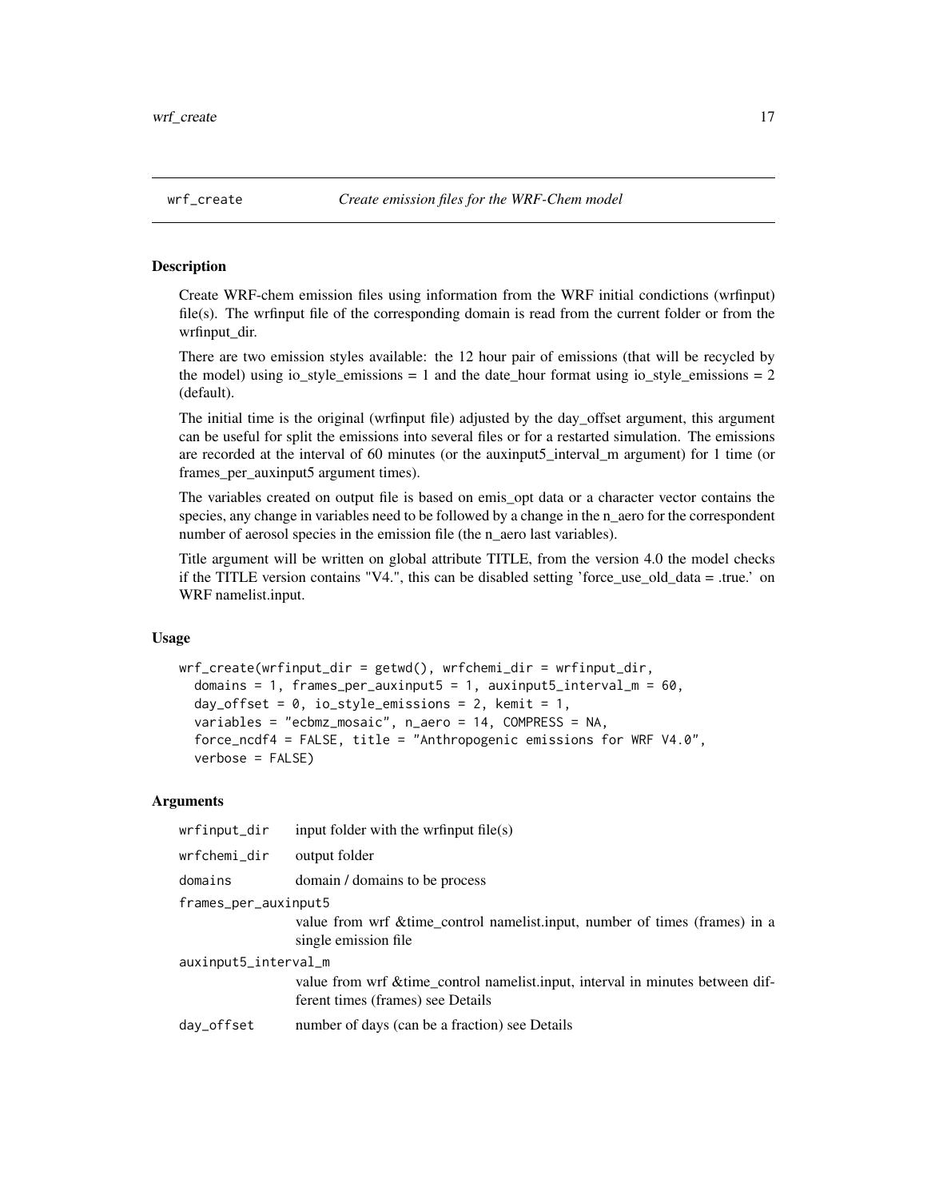## wrf_create *Create emission files for the WRF-Chem model*

### Description

Create WRF-chem emission files using information from the WRF initial condictions (wrfinput) file(s). The wrfinput file of the corresponding domain is read from the current folder or from the wrfinput_dir.

There are two emission styles available: the 12 hour pair of emissions (that will be recycled by the model) using io_style_emissions = 1 and the date_hour format using io_style_emissions = 2 (default).

The initial time is the original (wrfinput file) adjusted by the day_offset argument, this argument can be useful for split the emissions into several files or for a restarted simulation. The emissions are recorded at the interval of 60 minutes (or the auxinput5_interval_m argument) for 1 time (or frames_per_auxinput5 argument times).

The variables created on output file is based on emis_opt data or a character vector contains the species, any change in variables need to be followed by a change in the n_aero for the correspondent number of aerosol species in the emission file (the n_aero last variables).

Title argument will be written on global attribute TITLE, from the version 4.0 the model checks if the TITLE version contains "V4.", this can be disabled setting 'force_use_old_data = .true.' on WRF namelist.input.

### Usage

```
wrf_create(wrfinput_dir = getwd(), wrfchemi_dir = wrfinput_dir,
  domains = 1, frames_per_auxinput5 = 1, auxinput5_interval_m = 60,
  day_offset = 0, io_style_emissions = 2, kemit = 1,
  variables = "ecbmz_mosaic", n_aero = 14, COMPRESS = NA,
  force_ncdf4 = FALSE, title = "Anthropogenic emissions for WRF V4.0",
  verbose = FALSE)
```

### Arguments

| | |
|---|---|
| wrfinput_dir | input folder with the wrfinput file(s) |
| wrfchemi_dir | output folder |
| domains | domain / domains to be process |
| frames_per_auxinput5 | value from wrf &time_control namelist.input, number of times (frames) in a single emission file |
| auxinput5_interval_m | value from wrf &time_control namelist.input, interval in minutes between different times (frames) see Details |
| day_offset | number of days (can be a fraction) see Details |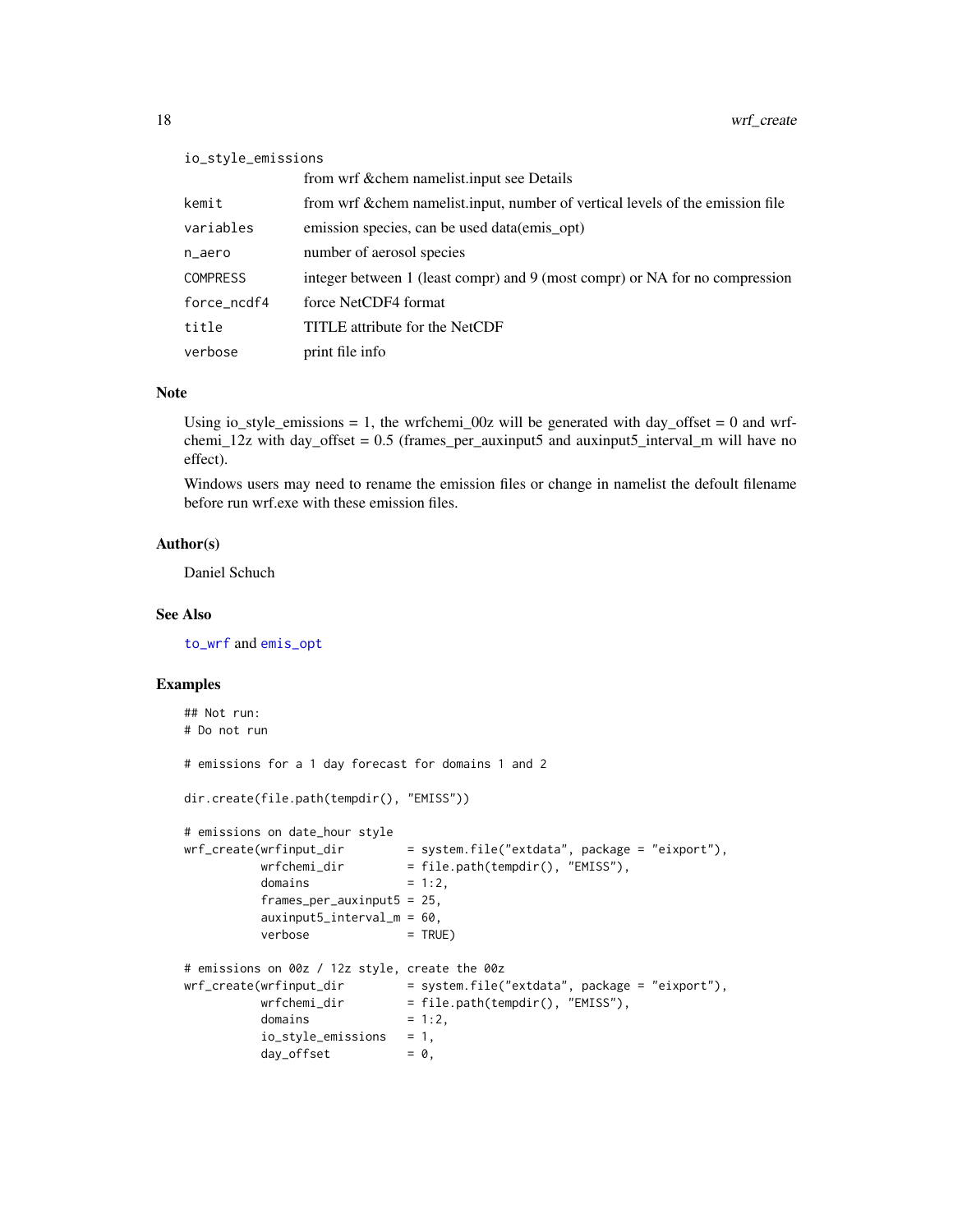| | |
|---|---|
| io_style_emissions | from wrf &chem namelist.input see Details |
| kemit | from wrf &chem namelist.input, number of vertical levels of the emission file |
| variables | emission species, can be used data(emis_opt) |
| n_aero | number of aerosol species |
| COMPRESS | integer between 1 (least compr) and 9 (most compr) or NA for no compression |
| force_ncdf4 | force NetCDF4 format |
| title | TITLE attribute for the NetCDF |
| verbose | print file info |

## Note

Using io_style_emissions = 1, the wrfchemi_00z will be generated with day_offset = 0 and wrfchemi_12z with day_offset = 0.5 (frames_per_auxinput5 and auxinput5_interval_m will have no effect).

Windows users may need to rename the emission files or change in namelist the defoult filename before run wrf.exe with these emission files.

## Author(s)

Daniel Schuch

## See Also

to_wrf and emis_opt

## Examples

```
## Not run:
# Do not run

# emissions for a 1 day forecast for domains 1 and 2

dir.create(file.path(tempdir(), "EMISS"))

# emissions on date_hour style
wrf_create(wrfinput_dir         = system.file("extdata", package = "eixport"),
           wrfchemi_dir         = file.path(tempdir(), "EMISS"),
           domains              = 1:2,
           frames_per_auxinput5 = 25,
           auxinput5_interval_m = 60,
           verbose              = TRUE)

# emissions on 00z / 12z style, create the 00z
wrf_create(wrfinput_dir         = system.file("extdata", package = "eixport"),
           wrfchemi_dir         = file.path(tempdir(), "EMISS"),
           domains              = 1:2,
           io_style_emissions   = 1,
           day_offset           = 0,
```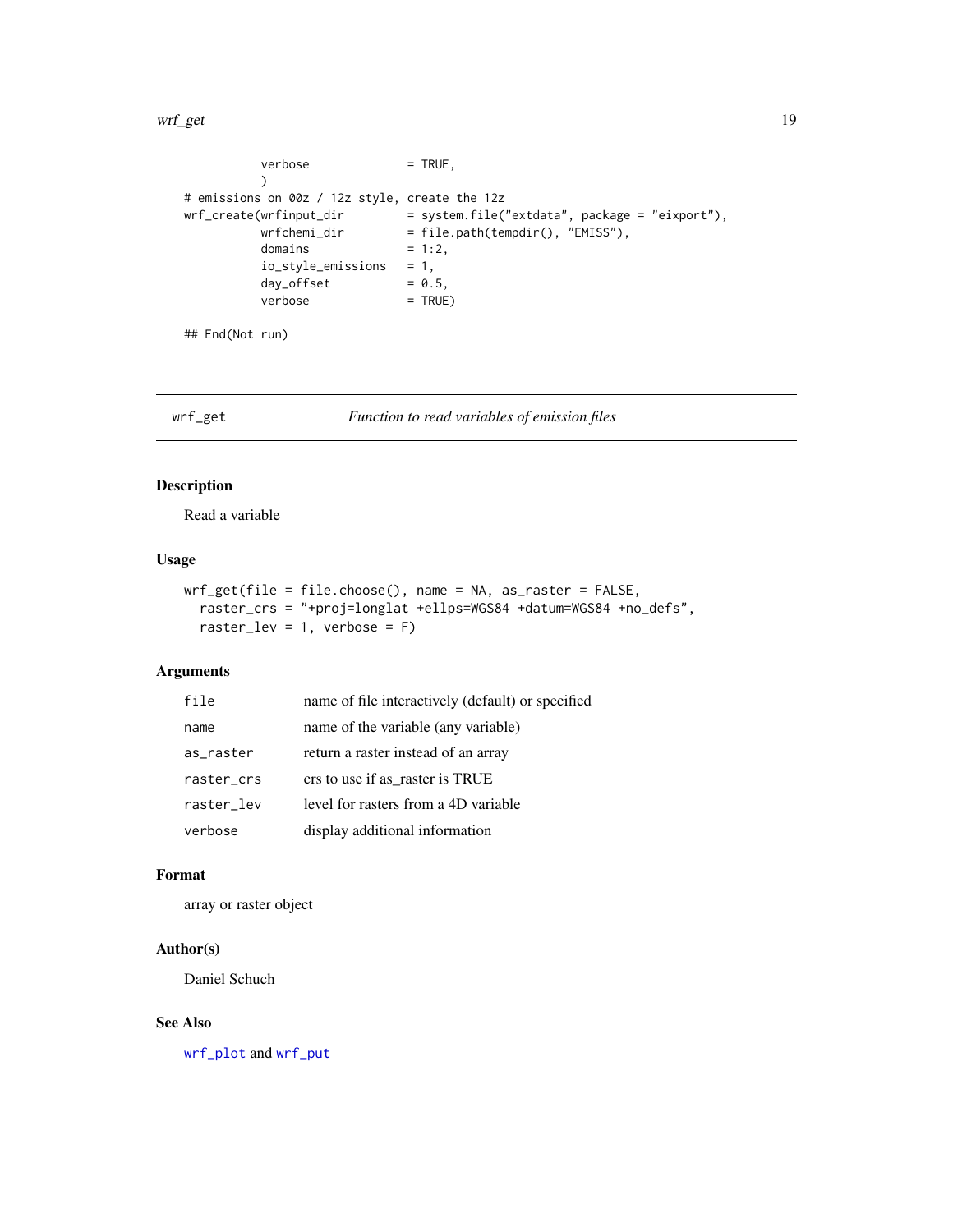```
          verbose              = TRUE,
          )
# emissions on 00z / 12z style, create the 12z
wrf_create(wrfinput_dir         = system.file("extdata", package = "eixport"),
          wrfchemi_dir         = file.path(tempdir(), "EMISS"),
          domains              = 1:2,
          io_style_emissions   = 1,
          day_offset           = 0.5,
          verbose              = TRUE)

## End(Not run)
```

---

## wrf_get — *Function to read variables of emission files*

---

### Description

Read a variable

### Usage

```
wrf_get(file = file.choose(), name = NA, as_raster = FALSE,
  raster_crs = "+proj=longlat +ellps=WGS84 +datum=WGS84 +no_defs",
  raster_lev = 1, verbose = F)
```

### Arguments

| | |
|---|---|
| `file` | name of file interactively (default) or specified |
| `name` | name of the variable (any variable) |
| `as_raster` | return a raster instead of an array |
| `raster_crs` | crs to use if as_raster is TRUE |
| `raster_lev` | level for rasters from a 4D variable |
| `verbose` | display additional information |

### Format

array or raster object

### Author(s)

Daniel Schuch

### See Also

`wrf_plot` and `wrf_put`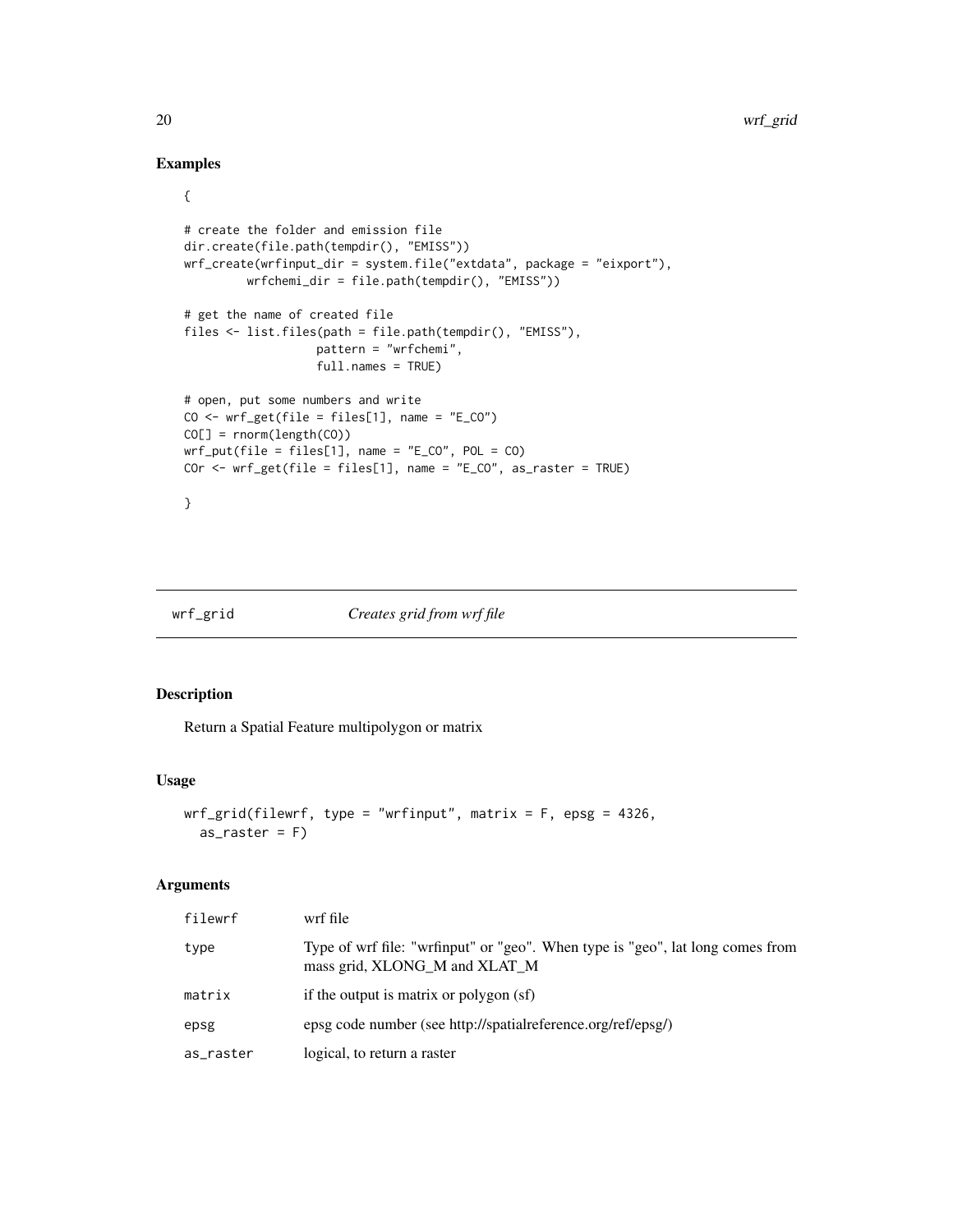## Examples

```
{

# create the folder and emission file
dir.create(file.path(tempdir(), "EMISS"))
wrf_create(wrfinput_dir = system.file("extdata", package = "eixport"),
           wrfchemi_dir = file.path(tempdir(), "EMISS"))

# get the name of created file
files <- list.files(path = file.path(tempdir(), "EMISS"),
                    pattern = "wrfchemi",
                    full.names = TRUE)

# open, put some numbers and write
CO <- wrf_get(file = files[1], name = "E_CO")
CO[] = rnorm(length(CO))
wrf_put(file = files[1], name = "E_CO", POL = CO)
COr <- wrf_get(file = files[1], name = "E_CO", as_raster = TRUE)

}
```

---

# wrf_grid *Creates grid from wrf file*

## Description

Return a Spatial Feature multipolygon or matrix

## Usage

```
wrf_grid(filewrf, type = "wrfinput", matrix = F, epsg = 4326,
  as_raster = F)
```

## Arguments

| | |
|---|---|
| filewrf | wrf file |
| type | Type of wrf file: "wrfinput" or "geo". When type is "geo", lat long comes from mass grid, XLONG_M and XLAT_M |
| matrix | if the output is matrix or polygon (sf) |
| epsg | epsg code number (see http://spatialreference.org/ref/epsg/) |
| as_raster | logical, to return a raster |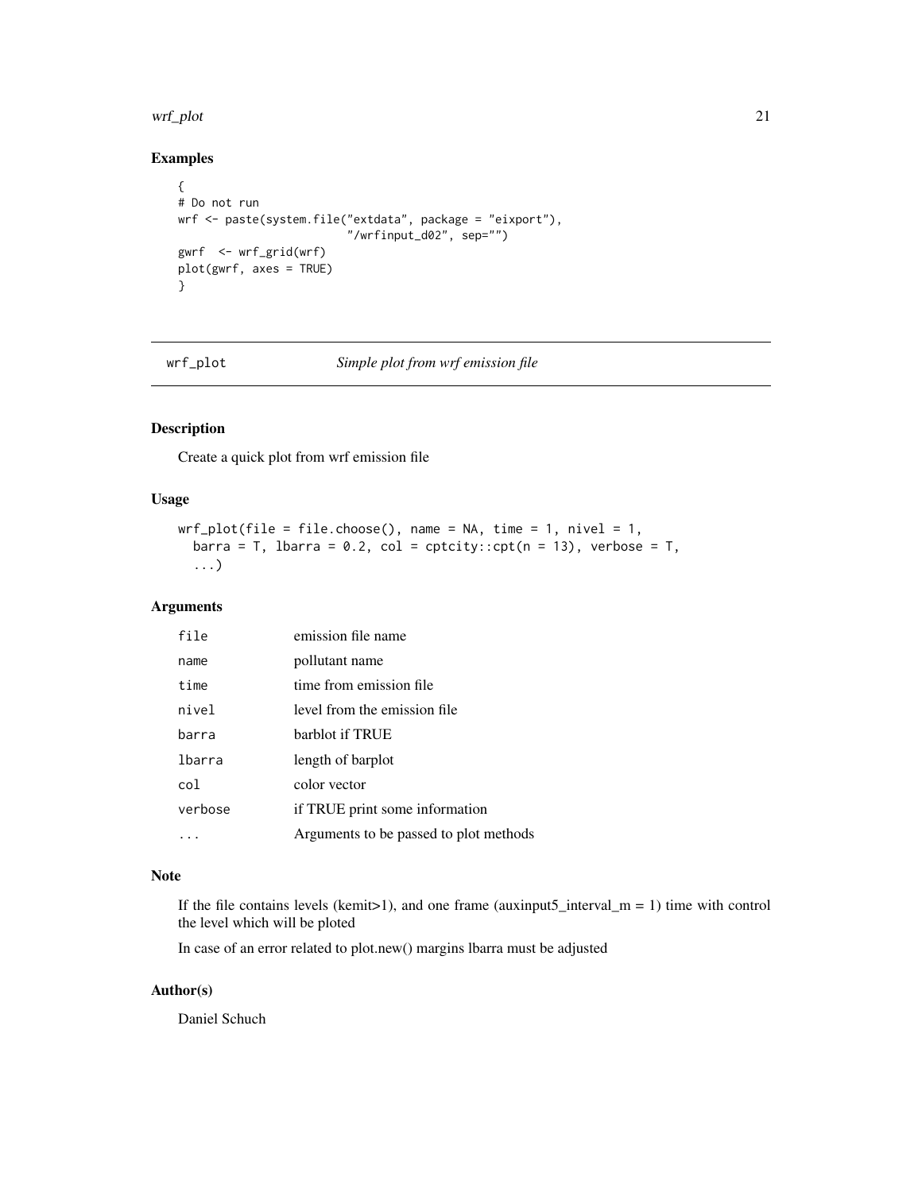## Examples

```
{
# Do not run
wrf <- paste(system.file("extdata", package = "eixport"),
                         "/wrfinput_d02", sep="")
gwrf  <- wrf_grid(wrf)
plot(gwrf, axes = TRUE)
}
```

---

# wrf_plot — *Simple plot from wrf emission file*

---

### Description

Create a quick plot from wrf emission file

### Usage

```
wrf_plot(file = file.choose(), name = NA, time = 1, nivel = 1,
  barra = T, lbarra = 0.2, col = cptcity::cpt(n = 13), verbose = T,
  ...)
```

### Arguments

| | |
|---|---|
| `file` | emission file name |
| `name` | pollutant name |
| `time` | time from emission file |
| `nivel` | level from the emission file |
| `barra` | barblot if TRUE |
| `lbarra` | length of barplot |
| `col` | color vector |
| `verbose` | if TRUE print some information |
| `...` | Arguments to be passed to plot methods |

### Note

If the file contains levels (kemit>1), and one frame (auxinput5_interval_m = 1) time with control the level which will be ploted

In case of an error related to plot.new() margins lbarra must be adjusted

### Author(s)

Daniel Schuch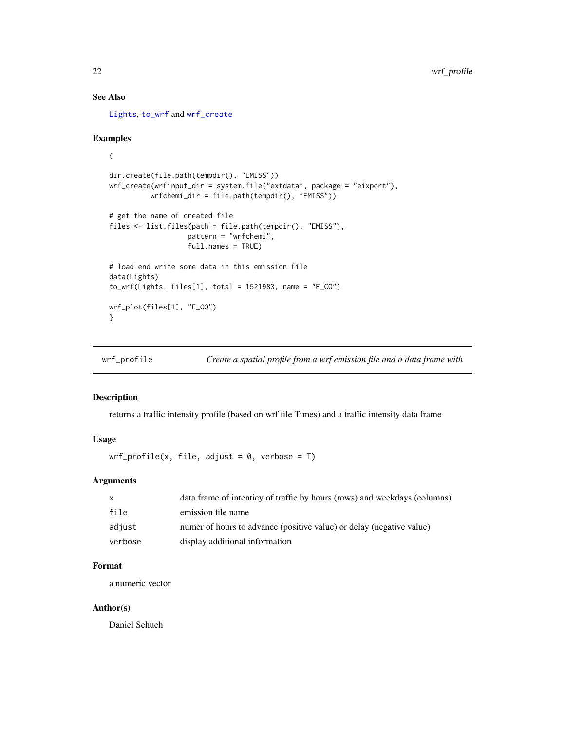## See Also

Lights, to_wrf and wrf_create

## Examples

```
{

dir.create(file.path(tempdir(), "EMISS"))
wrf_create(wrfinput_dir = system.file("extdata", package = "eixport"),
          wrfchemi_dir = file.path(tempdir(), "EMISS"))

# get the name of created file
files <- list.files(path = file.path(tempdir(), "EMISS"),
                   pattern = "wrfchemi",
                   full.names = TRUE)

# load end write some data in this emission file
data(Lights)
to_wrf(Lights, files[1], total = 1521983, name = "E_CO")

wrf_plot(files[1], "E_CO")
}
```

---

# wrf_profile

*Create a spatial profile from a wrf emission file and a data frame with*

## Description

returns a traffic intensity profile (based on wrf file Times) and a traffic intensity data frame

## Usage

```
wrf_profile(x, file, adjust = 0, verbose = T)
```

## Arguments

| | |
|---|---|
| x | data.frame of intenticy of traffic by hours (rows) and weekdays (columns) |
| file | emission file name |
| adjust | numer of hours to advance (positive value) or delay (negative value) |
| verbose | display additional information |

## Format

a numeric vector

## Author(s)

Daniel Schuch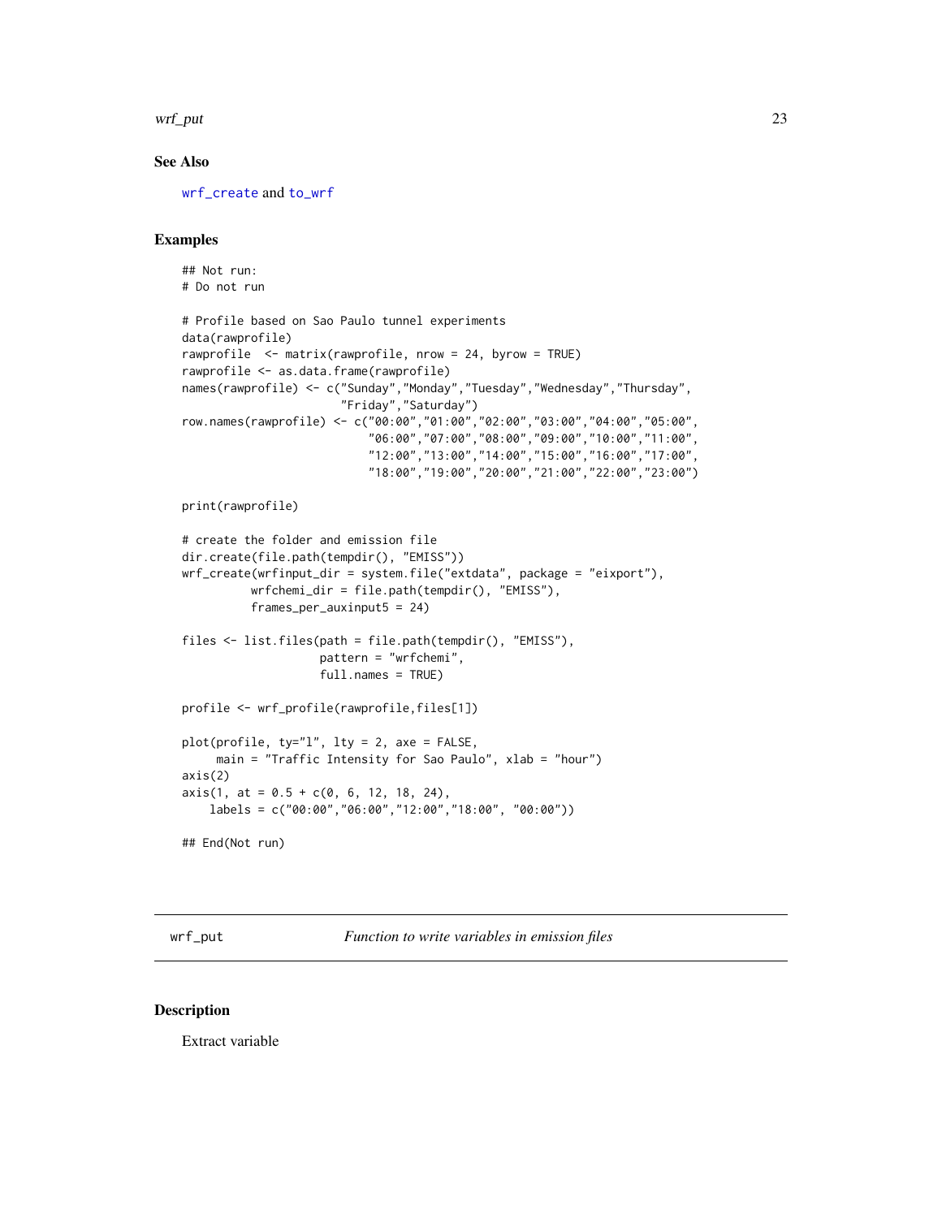## See Also

wrf_create and to_wrf

## Examples

```
## Not run:
# Do not run

# Profile based on Sao Paulo tunnel experiments
data(rawprofile)
rawprofile  <- matrix(rawprofile, nrow = 24, byrow = TRUE)
rawprofile <- as.data.frame(rawprofile)
names(rawprofile) <- c("Sunday","Monday","Tuesday","Wednesday","Thursday",
                       "Friday","Saturday")
row.names(rawprofile) <- c("00:00","01:00","02:00","03:00","04:00","05:00",
                           "06:00","07:00","08:00","09:00","10:00","11:00",
                           "12:00","13:00","14:00","15:00","16:00","17:00",
                           "18:00","19:00","20:00","21:00","22:00","23:00")

print(rawprofile)

# create the folder and emission file
dir.create(file.path(tempdir(), "EMISS"))
wrf_create(wrfinput_dir = system.file("extdata", package = "eixport"),
          wrfchemi_dir = file.path(tempdir(), "EMISS"),
          frames_per_auxinput5 = 24)

files <- list.files(path = file.path(tempdir(), "EMISS"),
                    pattern = "wrfchemi",
                    full.names = TRUE)

profile <- wrf_profile(rawprofile,files[1])

plot(profile, ty="l", lty = 2, axe = FALSE,
     main = "Traffic Intensity for Sao Paulo", xlab = "hour")
axis(2)
axis(1, at = 0.5 + c(0, 6, 12, 18, 24),
    labels = c("00:00","06:00","12:00","18:00", "00:00"))

## End(Not run)
```

---

# wrf_put — *Function to write variables in emission files*

## Description

Extract variable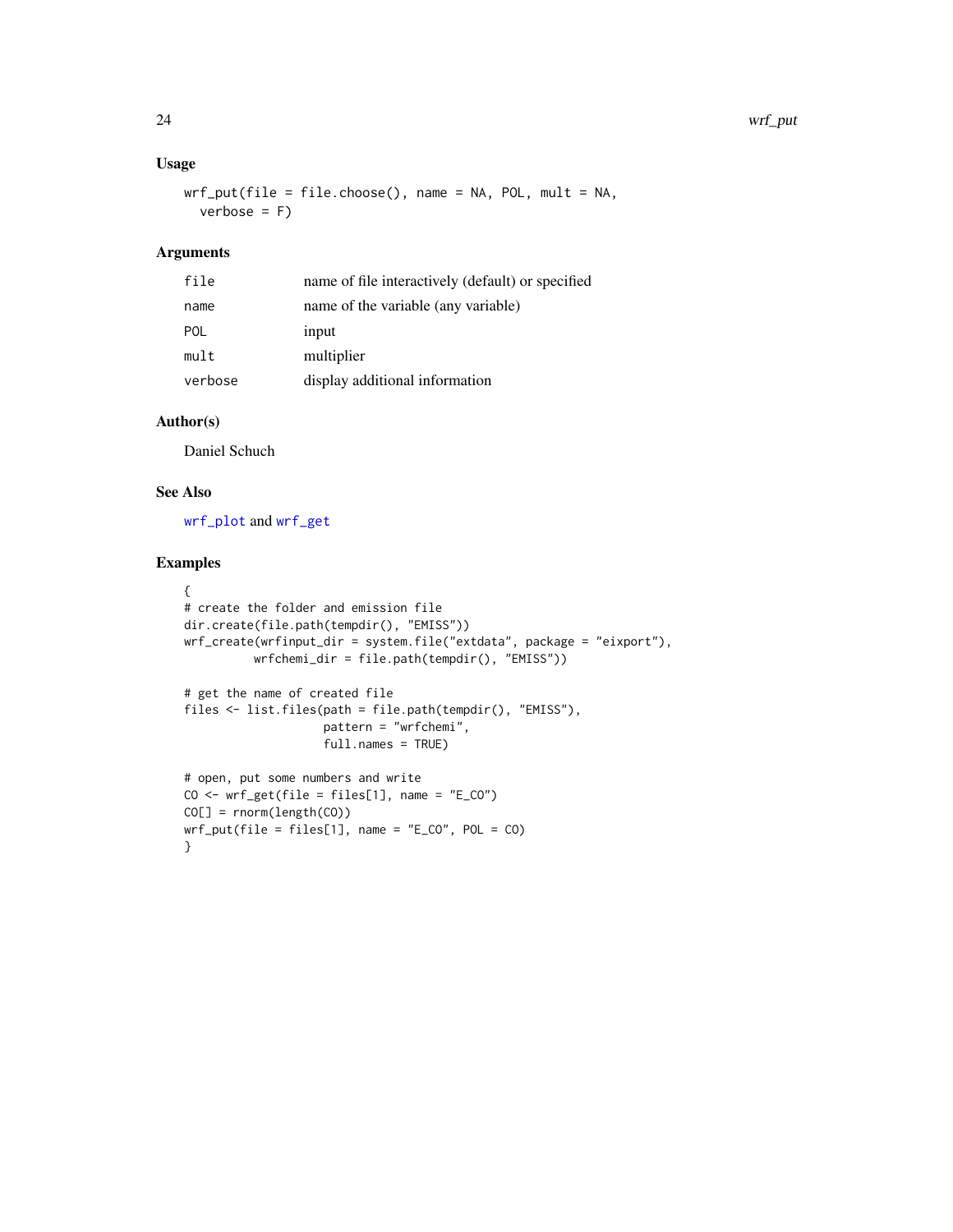## Usage

```
wrf_put(file = file.choose(), name = NA, POL, mult = NA,
  verbose = F)
```

## Arguments

| | |
|---|---|
| file | name of file interactively (default) or specified |
| name | name of the variable (any variable) |
| POL | input |
| mult | multiplier |
| verbose | display additional information |

## Author(s)

Daniel Schuch

## See Also

wrf_plot and wrf_get

## Examples

```
{
# create the folder and emission file
dir.create(file.path(tempdir(), "EMISS"))
wrf_create(wrfinput_dir = system.file("extdata", package = "eixport"),
          wrfchemi_dir = file.path(tempdir(), "EMISS"))

# get the name of created file
files <- list.files(path = file.path(tempdir(), "EMISS"),
                    pattern = "wrfchemi",
                    full.names = TRUE)

# open, put some numbers and write
CO <- wrf_get(file = files[1], name = "E_CO")
CO[] = rnorm(length(CO))
wrf_put(file = files[1], name = "E_CO", POL = CO)
}
```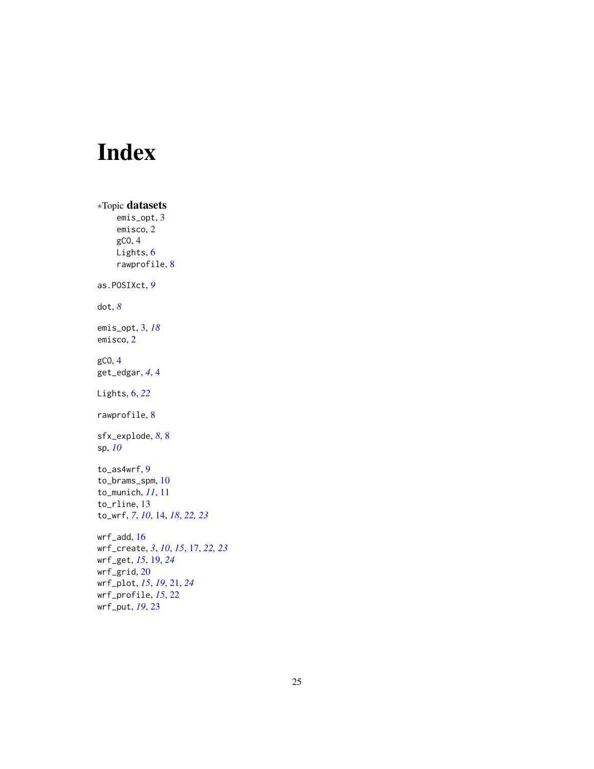# Index

∗Topic **datasets**

emis_opt, 3
emisco, 2
gCO, 4
Lights, 6
rawprofile, 8

as.POSIXct, *9*

dot, *8*

emis_opt, 3, *18*
emisco, 2

gCO, 4
get_edgar, *4*, 4

Lights, 6, *22*

rawprofile, 8

sfx_explode, *8*, 8
sp, *10*

to_as4wrf, 9
to_brams_spm, 10
to_munich, *11*, 11
to_rline, 13
to_wrf, *7*, *10*, 14, *18*, *22, 23*

wrf_add, 16
wrf_create, *3*, *10*, *15*, 17, *22, 23*
wrf_get, *15*, 19, *24*
wrf_grid, 20
wrf_plot, *15*, *19*, 21, *24*
wrf_profile, *15*, 22
wrf_put, *19*, 23